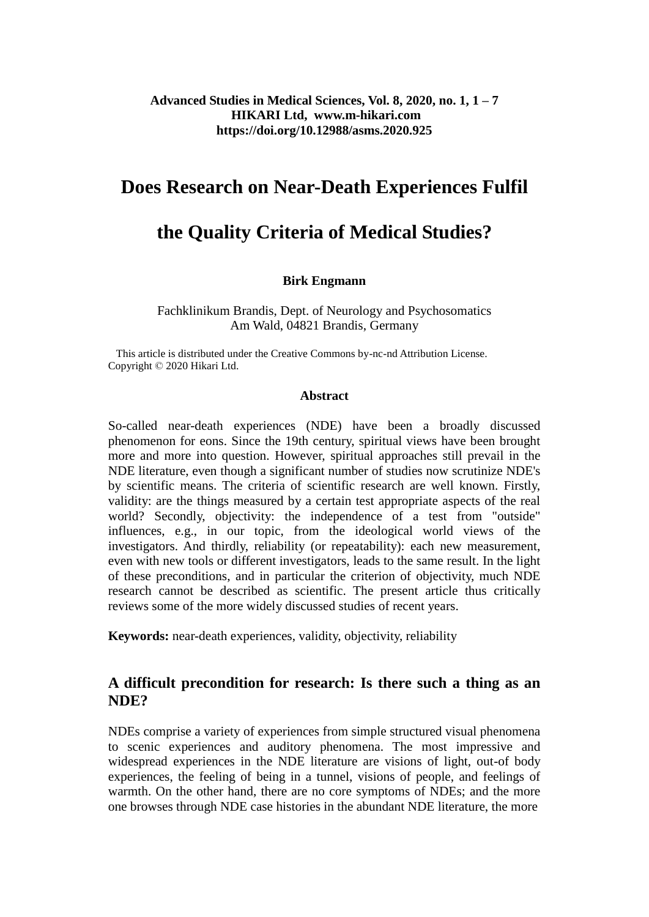Advanced Studies in Medical Sciences, Vol. 8, 2020, no. 1, 1 – 7
HIKARI Ltd, www.m-hikari.com
https://doi.org/10.12988/asms.2020.925

# Does Research on Near-Death Experiences Fulfil the Quality Criteria of Medical Studies?

**Birk Engmann**

Fachklinikum Brandis, Dept. of Neurology and Psychosomatics
Am Wald, 04821 Brandis, Germany

This article is distributed under the Creative Commons by-nc-nd Attribution License.
Copyright © 2020 Hikari Ltd.

### Abstract

So-called near-death experiences (NDE) have been a broadly discussed phenomenon for eons. Since the 19th century, spiritual views have been brought more and more into question. However, spiritual approaches still prevail in the NDE literature, even though a significant number of studies now scrutinize NDE's by scientific means. The criteria of scientific research are well known. Firstly, validity: are the things measured by a certain test appropriate aspects of the real world? Secondly, objectivity: the independence of a test from "outside" influences, e.g., in our topic, from the ideological world views of the investigators. And thirdly, reliability (or repeatability): each new measurement, even with new tools or different investigators, leads to the same result. In the light of these preconditions, and in particular the criterion of objectivity, much NDE research cannot be described as scientific. The present article thus critically reviews some of the more widely discussed studies of recent years.

**Keywords:** near-death experiences, validity, objectivity, reliability

## A difficult precondition for research: Is there such a thing as an NDE?

NDEs comprise a variety of experiences from simple structured visual phenomena to scenic experiences and auditory phenomena. The most impressive and widespread experiences in the NDE literature are visions of light, out-of body experiences, the feeling of being in a tunnel, visions of people, and feelings of warmth. On the other hand, there are no core symptoms of NDEs; and the more one browses through NDE case histories in the abundant NDE literature, the more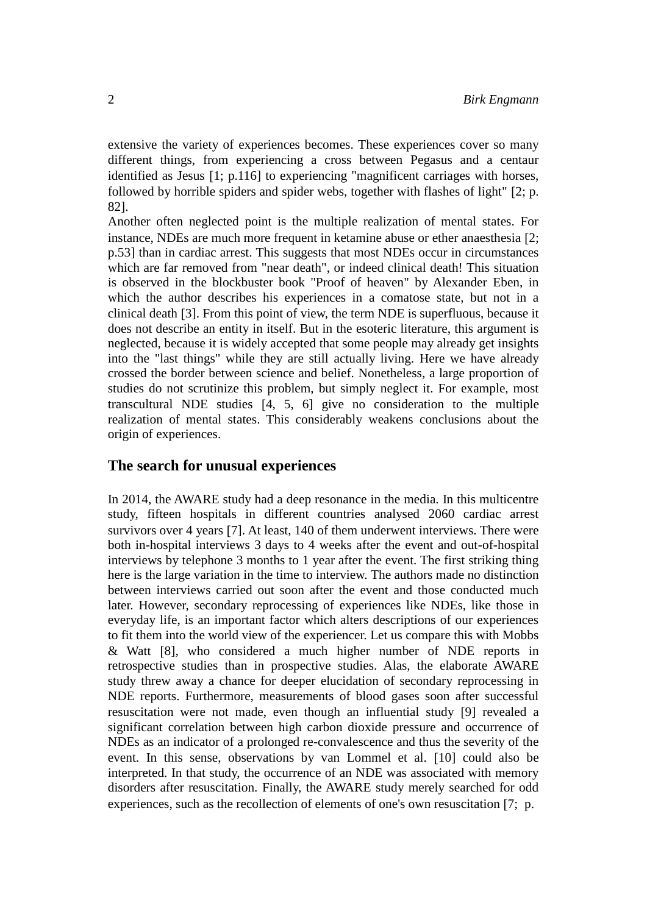extensive the variety of experiences becomes. These experiences cover so many different things, from experiencing a cross between Pegasus and a centaur identified as Jesus [1; p.116] to experiencing "magnificent carriages with horses, followed by horrible spiders and spider webs, together with flashes of light" [2; p. 82].

Another often neglected point is the multiple realization of mental states. For instance, NDEs are much more frequent in ketamine abuse or ether anaesthesia [2; p.53] than in cardiac arrest. This suggests that most NDEs occur in circumstances which are far removed from "near death", or indeed clinical death! This situation is observed in the blockbuster book "Proof of heaven" by Alexander Eben, in which the author describes his experiences in a comatose state, but not in a clinical death [3]. From this point of view, the term NDE is superfluous, because it does not describe an entity in itself. But in the esoteric literature, this argument is neglected, because it is widely accepted that some people may already get insights into the "last things" while they are still actually living. Here we have already crossed the border between science and belief. Nonetheless, a large proportion of studies do not scrutinize this problem, but simply neglect it. For example, most transcultural NDE studies [4, 5, 6] give no consideration to the multiple realization of mental states. This considerably weakens conclusions about the origin of experiences.

## The search for unusual experiences

In 2014, the AWARE study had a deep resonance in the media. In this multicentre study, fifteen hospitals in different countries analysed 2060 cardiac arrest survivors over 4 years [7]. At least, 140 of them underwent interviews. There were both in-hospital interviews 3 days to 4 weeks after the event and out-of-hospital interviews by telephone 3 months to 1 year after the event. The first striking thing here is the large variation in the time to interview. The authors made no distinction between interviews carried out soon after the event and those conducted much later. However, secondary reprocessing of experiences like NDEs, like those in everyday life, is an important factor which alters descriptions of our experiences to fit them into the world view of the experiencer. Let us compare this with Mobbs & Watt [8], who considered a much higher number of NDE reports in retrospective studies than in prospective studies. Alas, the elaborate AWARE study threw away a chance for deeper elucidation of secondary reprocessing in NDE reports. Furthermore, measurements of blood gases soon after successful resuscitation were not made, even though an influential study [9] revealed a significant correlation between high carbon dioxide pressure and occurrence of NDEs as an indicator of a prolonged re-convalescence and thus the severity of the event. In this sense, observations by van Lommel et al. [10] could also be interpreted. In that study, the occurrence of an NDE was associated with memory disorders after resuscitation. Finally, the AWARE study merely searched for odd experiences, such as the recollection of elements of one's own resuscitation [7; p.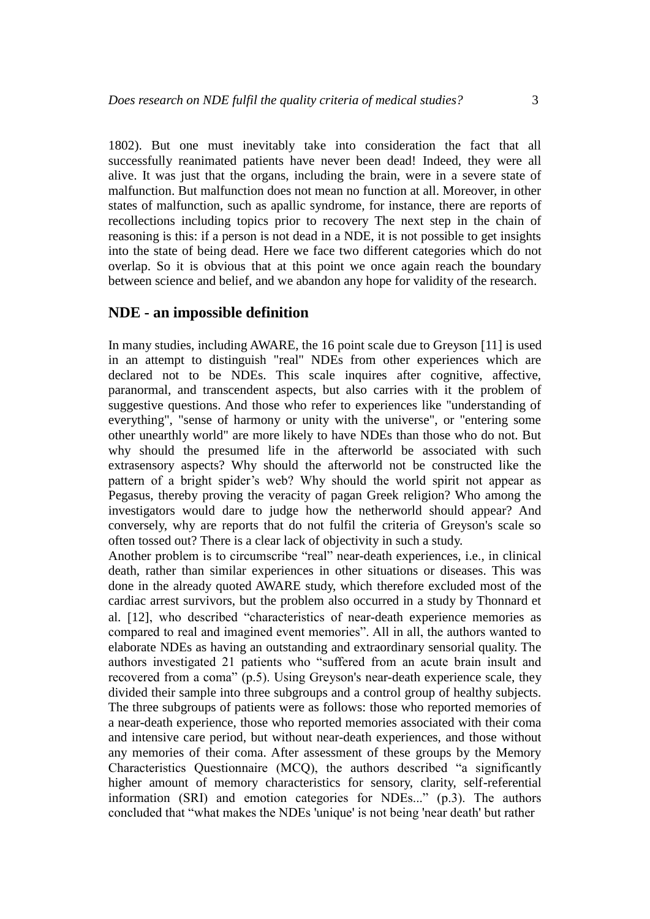1802). But one must inevitably take into consideration the fact that all successfully reanimated patients have never been dead! Indeed, they were all alive. It was just that the organs, including the brain, were in a severe state of malfunction. But malfunction does not mean no function at all. Moreover, in other states of malfunction, such as apallic syndrome, for instance, there are reports of recollections including topics prior to recovery The next step in the chain of reasoning is this: if a person is not dead in a NDE, it is not possible to get insights into the state of being dead. Here we face two different categories which do not overlap. So it is obvious that at this point we once again reach the boundary between science and belief, and we abandon any hope for validity of the research.

## NDE - an impossible definition

In many studies, including AWARE, the 16 point scale due to Greyson [11] is used in an attempt to distinguish "real" NDEs from other experiences which are declared not to be NDEs. This scale inquires after cognitive, affective, paranormal, and transcendent aspects, but also carries with it the problem of suggestive questions. And those who refer to experiences like "understanding of everything", "sense of harmony or unity with the universe", or "entering some other unearthly world" are more likely to have NDEs than those who do not. But why should the presumed life in the afterworld be associated with such extrasensory aspects? Why should the afterworld not be constructed like the pattern of a bright spider's web? Why should the world spirit not appear as Pegasus, thereby proving the veracity of pagan Greek religion? Who among the investigators would dare to judge how the netherworld should appear? And conversely, why are reports that do not fulfil the criteria of Greyson's scale so often tossed out? There is a clear lack of objectivity in such a study.

Another problem is to circumscribe "real" near-death experiences, i.e., in clinical death, rather than similar experiences in other situations or diseases. This was done in the already quoted AWARE study, which therefore excluded most of the cardiac arrest survivors, but the problem also occurred in a study by Thonnard et al. [12], who described "characteristics of near-death experience memories as compared to real and imagined event memories". All in all, the authors wanted to elaborate NDEs as having an outstanding and extraordinary sensorial quality. The authors investigated 21 patients who "suffered from an acute brain insult and recovered from a coma" (p.5). Using Greyson's near-death experience scale, they divided their sample into three subgroups and a control group of healthy subjects. The three subgroups of patients were as follows: those who reported memories of a near-death experience, those who reported memories associated with their coma and intensive care period, but without near-death experiences, and those without any memories of their coma. After assessment of these groups by the Memory Characteristics Questionnaire (MCQ), the authors described "a significantly higher amount of memory characteristics for sensory, clarity, self-referential information (SRI) and emotion categories for NDEs..." (p.3). The authors concluded that "what makes the NDEs 'unique' is not being 'near death' but rather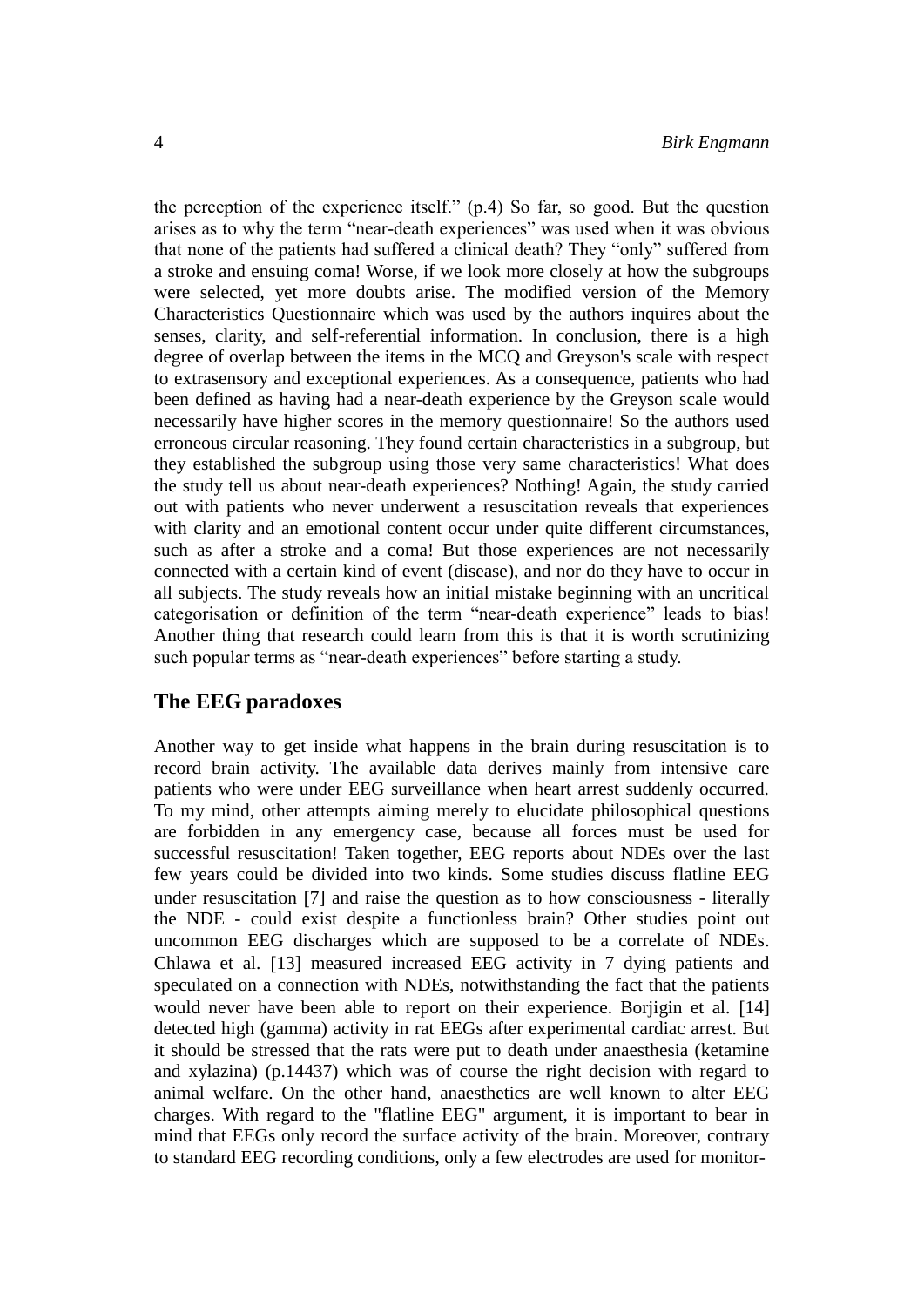the perception of the experience itself." (p.4) So far, so good. But the question arises as to why the term "near-death experiences" was used when it was obvious that none of the patients had suffered a clinical death? They "only" suffered from a stroke and ensuing coma! Worse, if we look more closely at how the subgroups were selected, yet more doubts arise. The modified version of the Memory Characteristics Questionnaire which was used by the authors inquires about the senses, clarity, and self-referential information. In conclusion, there is a high degree of overlap between the items in the MCQ and Greyson's scale with respect to extrasensory and exceptional experiences. As a consequence, patients who had been defined as having had a near-death experience by the Greyson scale would necessarily have higher scores in the memory questionnaire! So the authors used erroneous circular reasoning. They found certain characteristics in a subgroup, but they established the subgroup using those very same characteristics! What does the study tell us about near-death experiences? Nothing! Again, the study carried out with patients who never underwent a resuscitation reveals that experiences with clarity and an emotional content occur under quite different circumstances, such as after a stroke and a coma! But those experiences are not necessarily connected with a certain kind of event (disease), and nor do they have to occur in all subjects. The study reveals how an initial mistake beginning with an uncritical categorisation or definition of the term "near-death experience" leads to bias! Another thing that research could learn from this is that it is worth scrutinizing such popular terms as "near-death experiences" before starting a study.

## The EEG paradoxes

Another way to get inside what happens in the brain during resuscitation is to record brain activity. The available data derives mainly from intensive care patients who were under EEG surveillance when heart arrest suddenly occurred. To my mind, other attempts aiming merely to elucidate philosophical questions are forbidden in any emergency case, because all forces must be used for successful resuscitation! Taken together, EEG reports about NDEs over the last few years could be divided into two kinds. Some studies discuss flatline EEG under resuscitation [7] and raise the question as to how consciousness - literally the NDE - could exist despite a functionless brain? Other studies point out uncommon EEG discharges which are supposed to be a correlate of NDEs. Chlawa et al. [13] measured increased EEG activity in 7 dying patients and speculated on a connection with NDEs, notwithstanding the fact that the patients would never have been able to report on their experience. Borjigin et al. [14] detected high (gamma) activity in rat EEGs after experimental cardiac arrest. But it should be stressed that the rats were put to death under anaesthesia (ketamine and xylazina) (p.14437) which was of course the right decision with regard to animal welfare. On the other hand, anaesthetics are well known to alter EEG charges. With regard to the "flatline EEG" argument, it is important to bear in mind that EEGs only record the surface activity of the brain. Moreover, contrary to standard EEG recording conditions, only a few electrodes are used for monitor-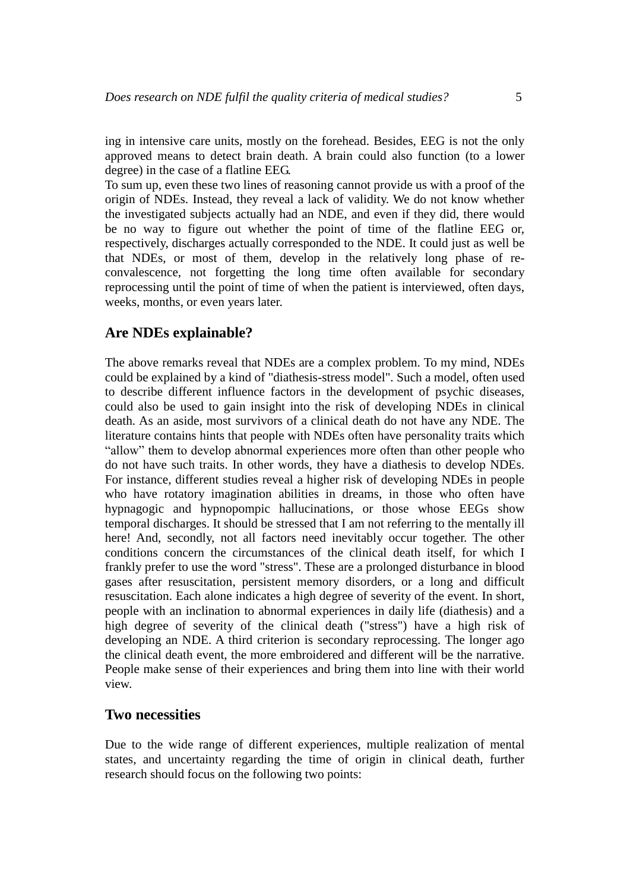ing in intensive care units, mostly on the forehead. Besides, EEG is not the only approved means to detect brain death. A brain could also function (to a lower degree) in the case of a flatline EEG.

To sum up, even these two lines of reasoning cannot provide us with a proof of the origin of NDEs. Instead, they reveal a lack of validity. We do not know whether the investigated subjects actually had an NDE, and even if they did, there would be no way to figure out whether the point of time of the flatline EEG or, respectively, discharges actually corresponded to the NDE. It could just as well be that NDEs, or most of them, develop in the relatively long phase of re-convalescence, not forgetting the long time often available for secondary reprocessing until the point of time of when the patient is interviewed, often days, weeks, months, or even years later.

## Are NDEs explainable?

The above remarks reveal that NDEs are a complex problem. To my mind, NDEs could be explained by a kind of "diathesis-stress model". Such a model, often used to describe different influence factors in the development of psychic diseases, could also be used to gain insight into the risk of developing NDEs in clinical death. As an aside, most survivors of a clinical death do not have any NDE. The literature contains hints that people with NDEs often have personality traits which “allow” them to develop abnormal experiences more often than other people who do not have such traits. In other words, they have a diathesis to develop NDEs. For instance, different studies reveal a higher risk of developing NDEs in people who have rotatory imagination abilities in dreams, in those who often have hypnagogic and hypnopompic hallucinations, or those whose EEGs show temporal discharges. It should be stressed that I am not referring to the mentally ill here! And, secondly, not all factors need inevitably occur together. The other conditions concern the circumstances of the clinical death itself, for which I frankly prefer to use the word "stress". These are a prolonged disturbance in blood gases after resuscitation, persistent memory disorders, or a long and difficult resuscitation. Each alone indicates a high degree of severity of the event. In short, people with an inclination to abnormal experiences in daily life (diathesis) and a high degree of severity of the clinical death ("stress") have a high risk of developing an NDE. A third criterion is secondary reprocessing. The longer ago the clinical death event, the more embroidered and different will be the narrative. People make sense of their experiences and bring them into line with their world view.

## Two necessities

Due to the wide range of different experiences, multiple realization of mental states, and uncertainty regarding the time of origin in clinical death, further research should focus on the following two points: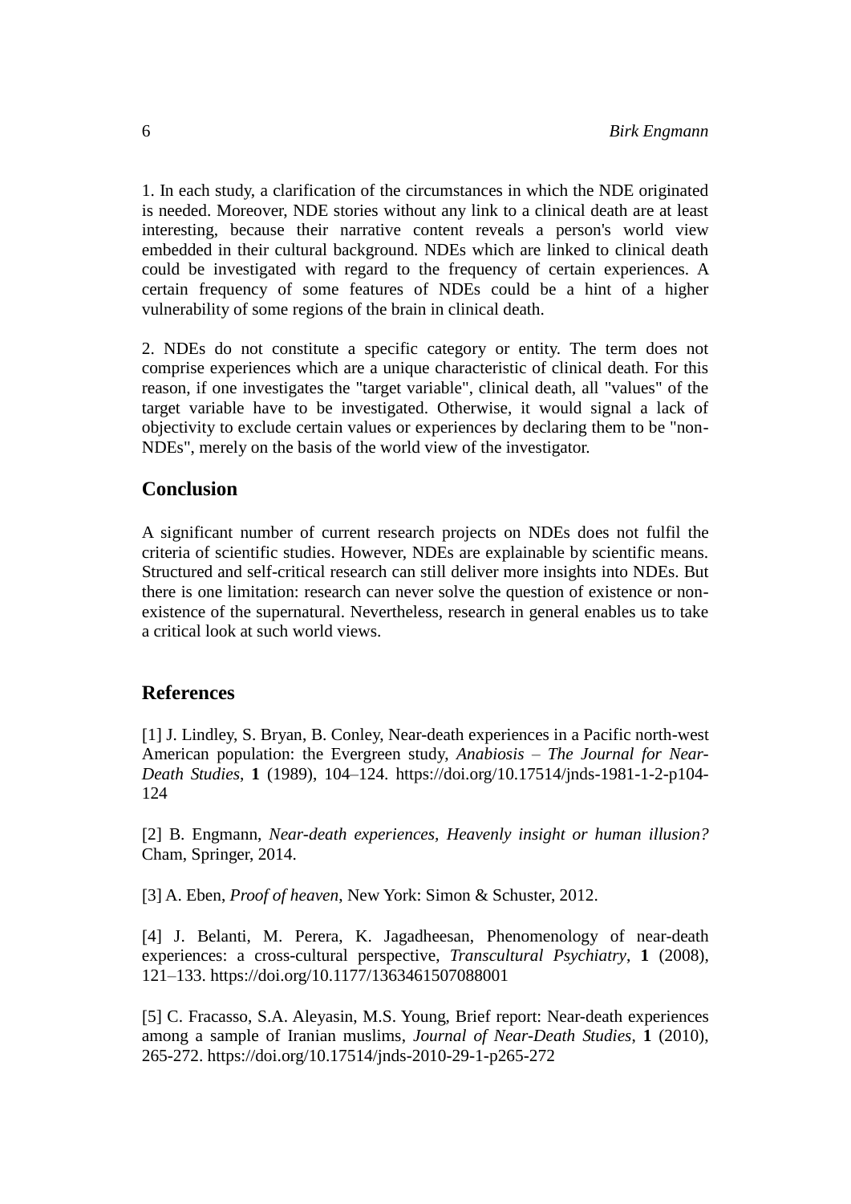1. In each study, a clarification of the circumstances in which the NDE originated is needed. Moreover, NDE stories without any link to a clinical death are at least interesting, because their narrative content reveals a person's world view embedded in their cultural background. NDEs which are linked to clinical death could be investigated with regard to the frequency of certain experiences. A certain frequency of some features of NDEs could be a hint of a higher vulnerability of some regions of the brain in clinical death.

2. NDEs do not constitute a specific category or entity. The term does not comprise experiences which are a unique characteristic of clinical death. For this reason, if one investigates the "target variable", clinical death, all "values" of the target variable have to be investigated. Otherwise, it would signal a lack of objectivity to exclude certain values or experiences by declaring them to be "non-NDEs", merely on the basis of the world view of the investigator.

## Conclusion

A significant number of current research projects on NDEs does not fulfil the criteria of scientific studies. However, NDEs are explainable by scientific means. Structured and self-critical research can still deliver more insights into NDEs. But there is one limitation: research can never solve the question of existence or non-existence of the supernatural. Nevertheless, research in general enables us to take a critical look at such world views.

## References

[1] J. Lindley, S. Bryan, B. Conley, Near-death experiences in a Pacific north-west American population: the Evergreen study, *Anabiosis – The Journal for Near-Death Studies*, **1** (1989), 104–124. https://doi.org/10.17514/jnds-1981-1-2-p104-124

[2] B. Engmann, *Near-death experiences, Heavenly insight or human illusion?* Cham, Springer, 2014.

[3] A. Eben, *Proof of heaven*, New York: Simon & Schuster, 2012.

[4] J. Belanti, M. Perera, K. Jagadheesan, Phenomenology of near-death experiences: a cross-cultural perspective, *Transcultural Psychiatry*, **1** (2008), 121–133. https://doi.org/10.1177/1363461507088001

[5] C. Fracasso, S.A. Aleyasin, M.S. Young, Brief report: Near-death experiences among a sample of Iranian muslims, *Journal of Near-Death Studies*, **1** (2010), 265-272. https://doi.org/10.17514/jnds-2010-29-1-p265-272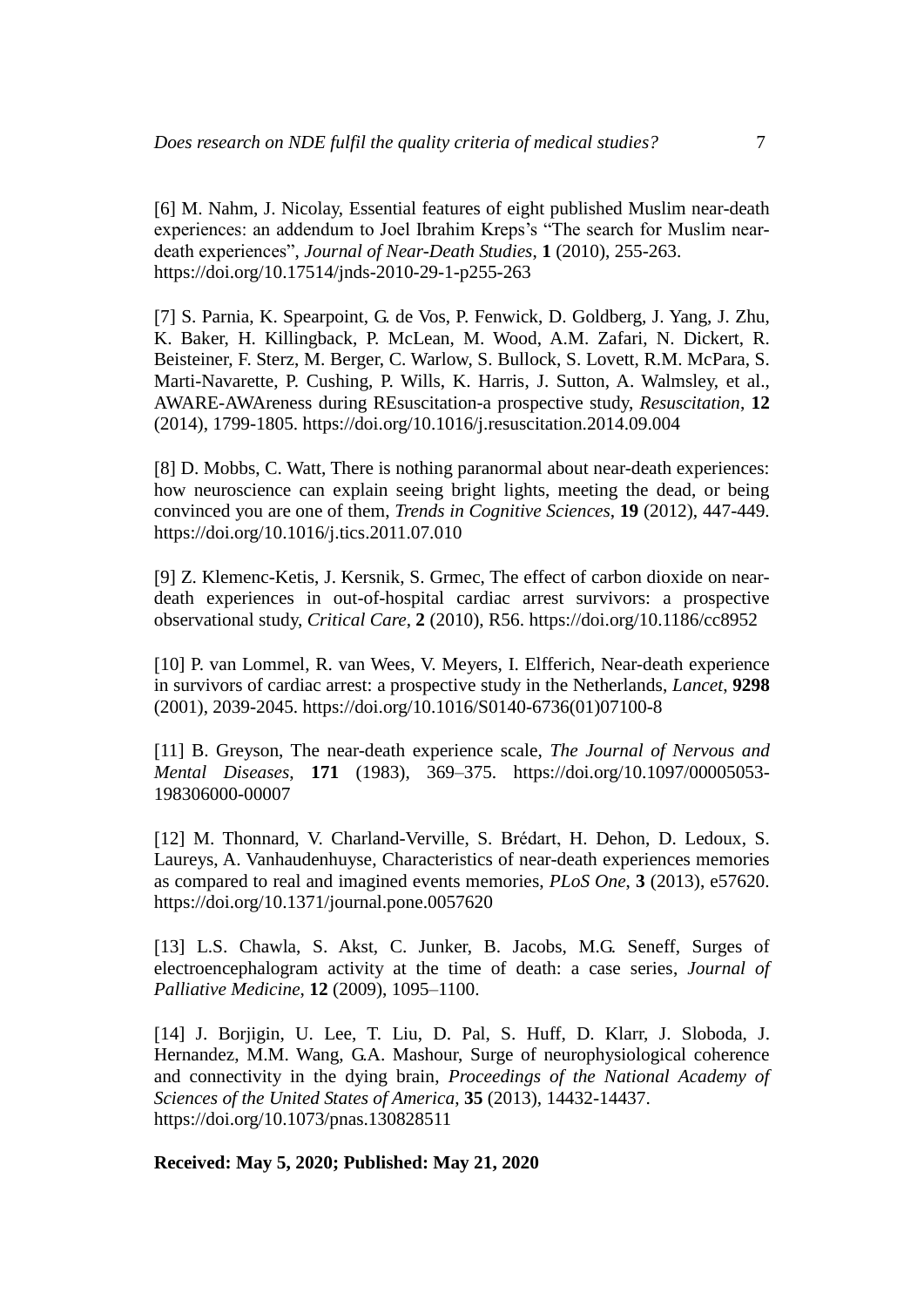[6] M. Nahm, J. Nicolay, Essential features of eight published Muslim near-death experiences: an addendum to Joel Ibrahim Kreps's "The search for Muslim near-death experiences", *Journal of Near-Death Studies*, **1** (2010), 255-263. https://doi.org/10.17514/jnds-2010-29-1-p255-263

[7] S. Parnia, K. Spearpoint, G. de Vos, P. Fenwick, D. Goldberg, J. Yang, J. Zhu, K. Baker, H. Killingback, P. McLean, M. Wood, A.M. Zafari, N. Dickert, R. Beisteiner, F. Sterz, M. Berger, C. Warlow, S. Bullock, S. Lovett, R.M. McPara, S. Marti-Navarette, P. Cushing, P. Wills, K. Harris, J. Sutton, A. Walmsley, et al., AWARE-AWAreness during REsuscitation-a prospective study, *Resuscitation*, **12** (2014), 1799-1805. https://doi.org/10.1016/j.resuscitation.2014.09.004

[8] D. Mobbs, C. Watt, There is nothing paranormal about near-death experiences: how neuroscience can explain seeing bright lights, meeting the dead, or being convinced you are one of them, *Trends in Cognitive Sciences*, **19** (2012), 447-449. https://doi.org/10.1016/j.tics.2011.07.010

[9] Z. Klemenc-Ketis, J. Kersnik, S. Grmec, The effect of carbon dioxide on near-death experiences in out-of-hospital cardiac arrest survivors: a prospective observational study, *Critical Care*, **2** (2010), R56. https://doi.org/10.1186/cc8952

[10] P. van Lommel, R. van Wees, V. Meyers, I. Elfferich, Near-death experience in survivors of cardiac arrest: a prospective study in the Netherlands, *Lancet*, **9298** (2001), 2039-2045. https://doi.org/10.1016/S0140-6736(01)07100-8

[11] B. Greyson, The near-death experience scale, *The Journal of Nervous and Mental Diseases*, **171** (1983), 369–375. https://doi.org/10.1097/00005053-198306000-00007

[12] M. Thonnard, V. Charland-Verville, S. Brédart, H. Dehon, D. Ledoux, S. Laureys, A. Vanhaudenhuyse, Characteristics of near-death experiences memories as compared to real and imagined events memories, *PLoS One*, **3** (2013), e57620. https://doi.org/10.1371/journal.pone.0057620

[13] L.S. Chawla, S. Akst, C. Junker, B. Jacobs, M.G. Seneff, Surges of electroencephalogram activity at the time of death: a case series, *Journal of Palliative Medicine*, **12** (2009), 1095–1100.

[14] J. Borjigin, U. Lee, T. Liu, D. Pal, S. Huff, D. Klarr, J. Sloboda, J. Hernandez, M.M. Wang, G.A. Mashour, Surge of neurophysiological coherence and connectivity in the dying brain, *Proceedings of the National Academy of Sciences of the United States of America*, **35** (2013), 14432-14437. https://doi.org/10.1073/pnas.130828511

**Received: May 5, 2020; Published: May 21, 2020**